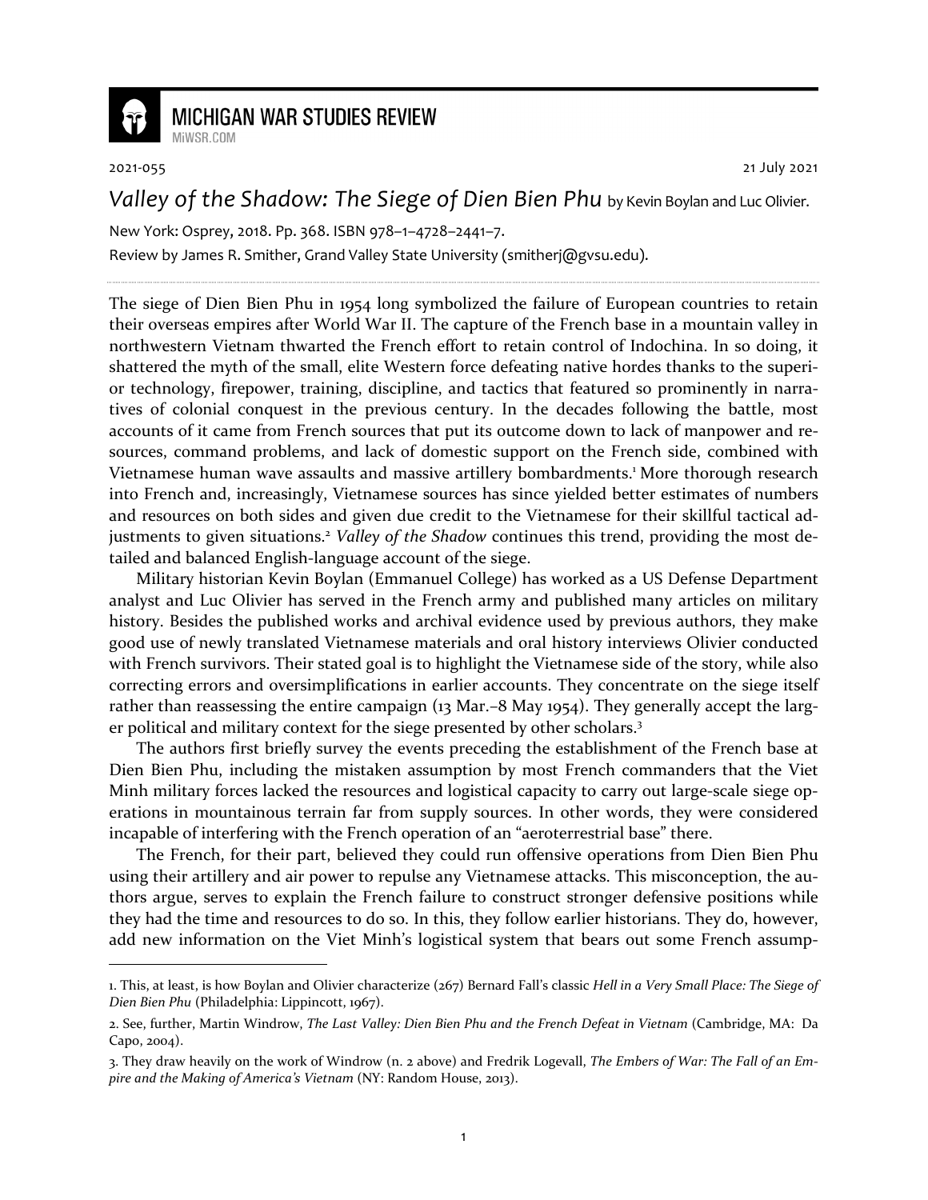MICHIGAN WAR STUDIES REVIEW

MiWSR.COM

2021-055 21 July 2021

# *Valley of the Shadow: The Siege of Dien Bien Phu* by Kevin Boylan and Luc Olivier.

New York: Osprey, 2018. Pp. 368. ISBN 978–1–4728–2441–7.

Review by James R. Smither, Grand Valley State University (smitherj@gvsu.edu).

---

The siege of Dien Bien Phu in 1954 long symbolized the failure of European countries to retain their overseas empires after World War II. The capture of the French base in a mountain valley in northwestern Vietnam thwarted the French effort to retain control of Indochina. In so doing, it shattered the myth of the small, elite Western force defeating native hordes thanks to the superior technology, firepower, training, discipline, and tactics that featured so prominently in narratives of colonial conquest in the previous century. In the decades following the battle, most accounts of it came from French sources that put its outcome down to lack of manpower and resources, command problems, and lack of domestic support on the French side, combined with Vietnamese human wave assaults and massive artillery bombardments.[1] More thorough research into French and, increasingly, Vietnamese sources has since yielded better estimates of numbers and resources on both sides and given due credit to the Vietnamese for their skillful tactical adjustments to given situations.[2] *Valley of the Shadow* continues this trend, providing the most detailed and balanced English-language account of the siege.

Military historian Kevin Boylan (Emmanuel College) has worked as a US Defense Department analyst and Luc Olivier has served in the French army and published many articles on military history. Besides the published works and archival evidence used by previous authors, they make good use of newly translated Vietnamese materials and oral history interviews Olivier conducted with French survivors. Their stated goal is to highlight the Vietnamese side of the story, while also correcting errors and oversimplifications in earlier accounts. They concentrate on the siege itself rather than reassessing the entire campaign (13 Mar.–8 May 1954). They generally accept the larger political and military context for the siege presented by other scholars.[3]

The authors first briefly survey the events preceding the establishment of the French base at Dien Bien Phu, including the mistaken assumption by most French commanders that the Viet Minh military forces lacked the resources and logistical capacity to carry out large-scale siege operations in mountainous terrain far from supply sources. In other words, they were considered incapable of interfering with the French operation of an "aeroterrestrial base" there.

The French, for their part, believed they could run offensive operations from Dien Bien Phu using their artillery and air power to repulse any Vietnamese attacks. This misconception, the authors argue, serves to explain the French failure to construct stronger defensive positions while they had the time and resources to do so. In this, they follow earlier historians. They do, however, add new information on the Viet Minh's logistical system that bears out some French assump-

---

1. This, at least, is how Boylan and Olivier characterize (267) Bernard Fall's classic *Hell in a Very Small Place: The Siege of Dien Bien Phu* (Philadelphia: Lippincott, 1967).

2. See, further, Martin Windrow, *The Last Valley: Dien Bien Phu and the French Defeat in Vietnam* (Cambridge, MA: Da Capo, 2004).

3. They draw heavily on the work of Windrow (n. 2 above) and Fredrik Logevall, *The Embers of War: The Fall of an Empire and the Making of America's Vietnam* (NY: Random House, 2013).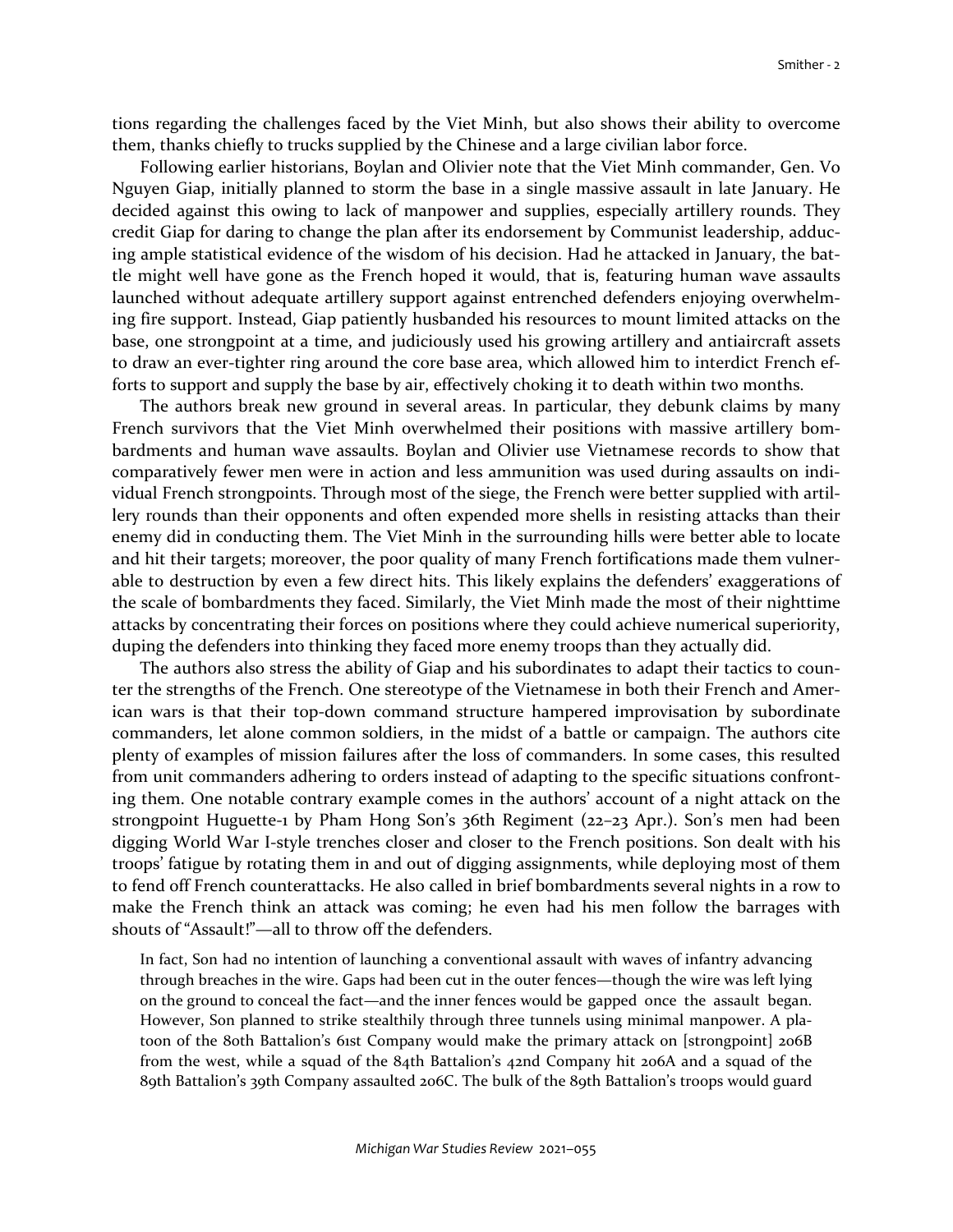tions regarding the challenges faced by the Viet Minh, but also shows their ability to overcome them, thanks chiefly to trucks supplied by the Chinese and a large civilian labor force.

Following earlier historians, Boylan and Olivier note that the Viet Minh commander, Gen. Vo Nguyen Giap, initially planned to storm the base in a single massive assault in late January. He decided against this owing to lack of manpower and supplies, especially artillery rounds. They credit Giap for daring to change the plan after its endorsement by Communist leadership, adducing ample statistical evidence of the wisdom of his decision. Had he attacked in January, the battle might well have gone as the French hoped it would, that is, featuring human wave assaults launched without adequate artillery support against entrenched defenders enjoying overwhelming fire support. Instead, Giap patiently husbanded his resources to mount limited attacks on the base, one strongpoint at a time, and judiciously used his growing artillery and antiaircraft assets to draw an ever-tighter ring around the core base area, which allowed him to interdict French efforts to support and supply the base by air, effectively choking it to death within two months.

The authors break new ground in several areas. In particular, they debunk claims by many French survivors that the Viet Minh overwhelmed their positions with massive artillery bombardments and human wave assaults. Boylan and Olivier use Vietnamese records to show that comparatively fewer men were in action and less ammunition was used during assaults on individual French strongpoints. Through most of the siege, the French were better supplied with artillery rounds than their opponents and often expended more shells in resisting attacks than their enemy did in conducting them. The Viet Minh in the surrounding hills were better able to locate and hit their targets; moreover, the poor quality of many French fortifications made them vulnerable to destruction by even a few direct hits. This likely explains the defenders' exaggerations of the scale of bombardments they faced. Similarly, the Viet Minh made the most of their nighttime attacks by concentrating their forces on positions where they could achieve numerical superiority, duping the defenders into thinking they faced more enemy troops than they actually did.

The authors also stress the ability of Giap and his subordinates to adapt their tactics to counter the strengths of the French. One stereotype of the Vietnamese in both their French and American wars is that their top-down command structure hampered improvisation by subordinate commanders, let alone common soldiers, in the midst of a battle or campaign. The authors cite plenty of examples of mission failures after the loss of commanders. In some cases, this resulted from unit commanders adhering to orders instead of adapting to the specific situations confronting them. One notable contrary example comes in the authors' account of a night attack on the strongpoint Huguette-1 by Pham Hong Son's 36th Regiment (22–23 Apr.). Son's men had been digging World War I-style trenches closer and closer to the French positions. Son dealt with his troops' fatigue by rotating them in and out of digging assignments, while deploying most of them to fend off French counterattacks. He also called in brief bombardments several nights in a row to make the French think an attack was coming; he even had his men follow the barrages with shouts of "Assault!"—all to throw off the defenders.

> In fact, Son had no intention of launching a conventional assault with waves of infantry advancing through breaches in the wire. Gaps had been cut in the outer fences—though the wire was left lying on the ground to conceal the fact—and the inner fences would be gapped once the assault began. However, Son planned to strike stealthily through three tunnels using minimal manpower. A platoon of the 80th Battalion's 61st Company would make the primary attack on [strongpoint] 206B from the west, while a squad of the 84th Battalion's 42nd Company hit 206A and a squad of the 89th Battalion's 39th Company assaulted 206C. The bulk of the 89th Battalion's troops would guard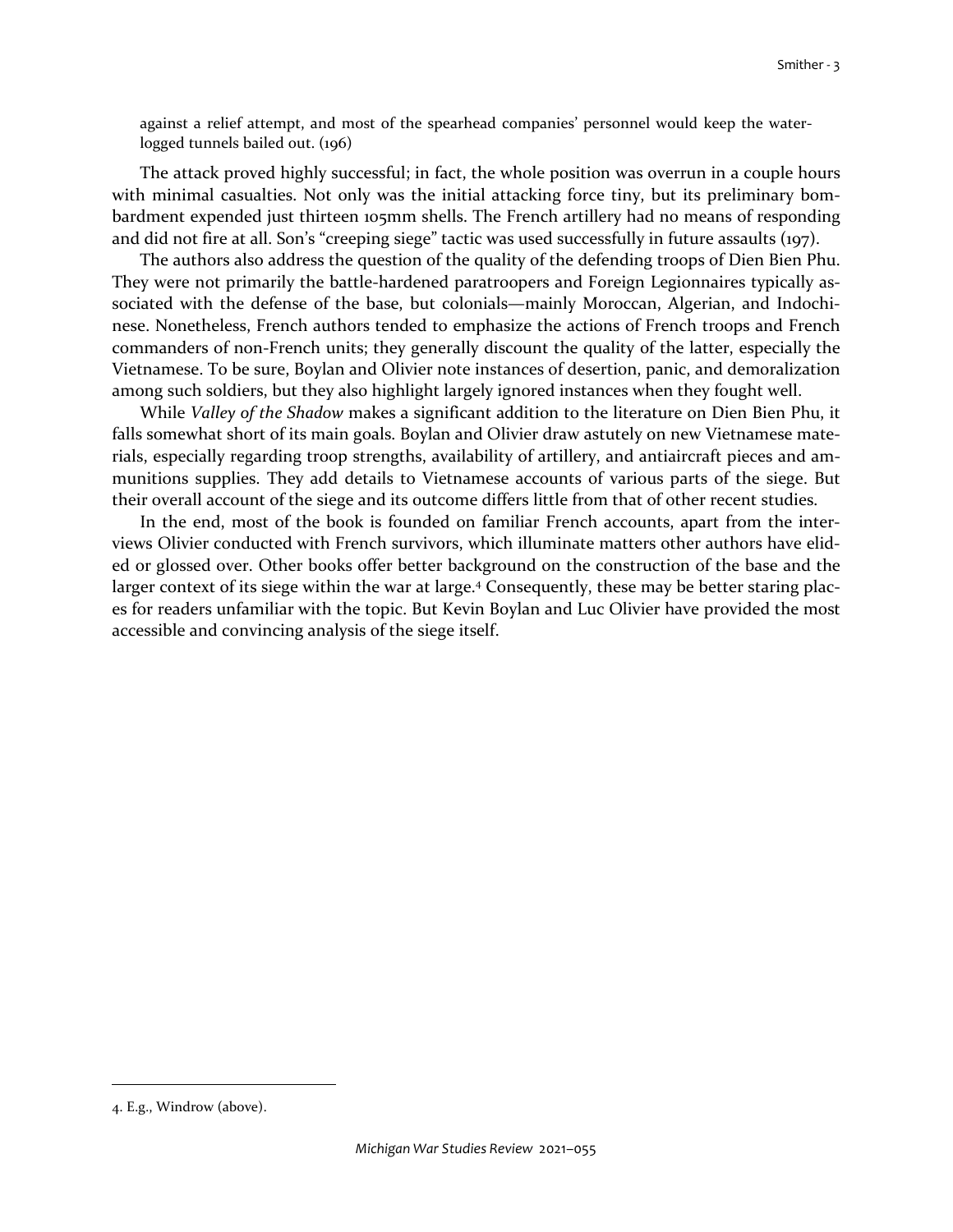> against a relief attempt, and most of the spearhead companies' personnel would keep the water-logged tunnels bailed out. (196)

The attack proved highly successful; in fact, the whole position was overrun in a couple hours with minimal casualties. Not only was the initial attacking force tiny, but its preliminary bombardment expended just thirteen 105mm shells. The French artillery had no means of responding and did not fire at all. Son's "creeping siege" tactic was used successfully in future assaults (197).

The authors also address the question of the quality of the defending troops of Dien Bien Phu. They were not primarily the battle-hardened paratroopers and Foreign Legionnaires typically associated with the defense of the base, but colonials—mainly Moroccan, Algerian, and Indochinese. Nonetheless, French authors tended to emphasize the actions of French troops and French commanders of non-French units; they generally discount the quality of the latter, especially the Vietnamese. To be sure, Boylan and Olivier note instances of desertion, panic, and demoralization among such soldiers, but they also highlight largely ignored instances when they fought well.

While *Valley of the Shadow* makes a significant addition to the literature on Dien Bien Phu, it falls somewhat short of its main goals. Boylan and Olivier draw astutely on new Vietnamese materials, especially regarding troop strengths, availability of artillery, and antiaircraft pieces and ammunitions supplies. They add details to Vietnamese accounts of various parts of the siege. But their overall account of the siege and its outcome differs little from that of other recent studies.

In the end, most of the book is founded on familiar French accounts, apart from the interviews Olivier conducted with French survivors, which illuminate matters other authors have elided or glossed over. Other books offer better background on the construction of the base and the larger context of its siege within the war at large.[4] Consequently, these may be better staring places for readers unfamiliar with the topic. But Kevin Boylan and Luc Olivier have provided the most accessible and convincing analysis of the siege itself.

---

4. E.g., Windrow (above).